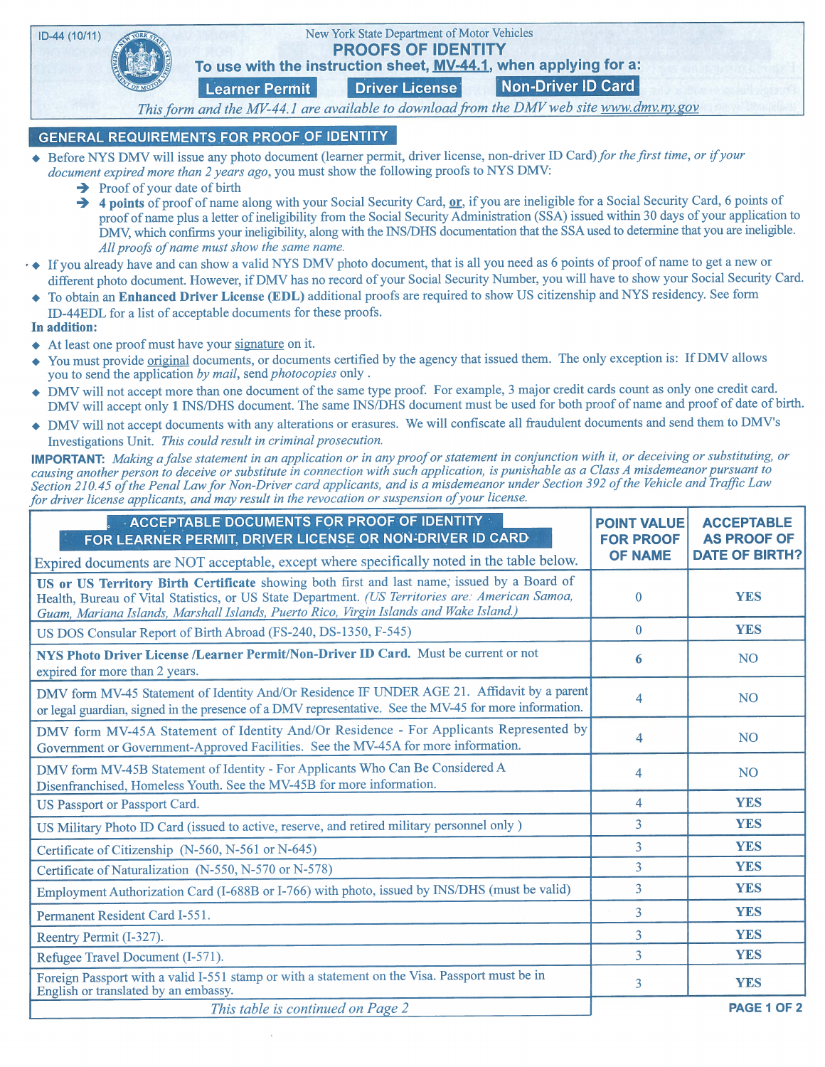ID-44 (10/11)

New York State Department of Motor Vehicles

# PROOFS OF IDENTITY

**To use with the instruction sheet, MV-44.1, when applying for a:**

**Learner Permit** | **Driver License** | **Non-Driver ID Card**

*This form and the MV-44.1 are available to download from the DMV web site www.dmv.ny.gov*

## GENERAL REQUIREMENTS FOR PROOF OF IDENTITY

- Before NYS DMV will issue any photo document (learner permit, driver license, non-driver ID Card) *for the first time, or if your document expired more than 2 years ago*, you must show the following proofs to NYS DMV:
  - ➔ Proof of your date of birth
  - ➔ **4 points** of proof of name along with your Social Security Card, **or**, if you are ineligible for a Social Security Card, 6 points of proof of name plus a letter of ineligibility from the Social Security Administration (SSA) issued within 30 days of your application to DMV, which confirms your ineligibility, along with the INS/DHS documentation that the SSA used to determine that you are ineligible. *All proofs of name must show the same name.*
- If you already have and can show a valid NYS DMV photo document, that is all you need as 6 points of proof of name to get a new or different photo document. However, if DMV has no record of your Social Security Number, you will have to show your Social Security Card.
- To obtain an **Enhanced Driver License (EDL)** additional proofs are required to show US citizenship and NYS residency. See form ID-44EDL for a list of acceptable documents for these proofs.

**In addition:**

- At least one proof must have your signature on it.
- You must provide original documents, or documents certified by the agency that issued them. The only exception is: If DMV allows you to send the application *by mail*, send *photocopies* only .
- DMV will not accept more than one document of the same type proof. For example, 3 major credit cards count as only one credit card. DMV will accept only **1** INS/DHS document. The same INS/DHS document must be used for both proof of name and proof of date of birth.
- DMV will not accept documents with any alterations or erasures. We will confiscate all fraudulent documents and send them to DMV's Investigations Unit. *This could result in criminal prosecution.*

**IMPORTANT:** *Making a false statement in an application or in any proof or statement in conjunction with it, or deceiving or substituting, or causing another person to deceive or substitute in connection with such application, is punishable as a Class A misdemeanor pursuant to Section 210.45 of the Penal Law for Non-Driver card applicants, and is a misdemeanor under Section 392 of the Vehicle and Traffic Law for driver license applicants, and may result in the revocation or suspension of your license.*

| **ACCEPTABLE DOCUMENTS FOR PROOF OF IDENTITY FOR LEARNER PERMIT, DRIVER LICENSE OR NON-DRIVER ID CARD**<br>Expired documents are NOT acceptable, except where specifically noted in the table below. | **POINT VALUE FOR PROOF OF NAME** | **ACCEPTABLE AS PROOF OF DATE OF BIRTH?** |
|---|---|---|
| **US or US Territory Birth Certificate** showing both first and last name, issued by a Board of Health, Bureau of Vital Statistics, or US State Department. *(US Territories are: American Samoa, Guam, Mariana Islands, Marshall Islands, Puerto Rico, Virgin Islands and Wake Island.)* | 0 | **YES** |
| US DOS Consular Report of Birth Abroad (FS-240, DS-1350, F-545) | 0 | **YES** |
| **NYS Photo Driver License /Learner Permit/Non-Driver ID Card.** Must be current or not expired for more than 2 years. | **6** | NO |
| DMV form MV-45 Statement of Identity And/Or Residence IF UNDER AGE 21. Affidavit by a parent or legal guardian, signed in the presence of a DMV representative. See the MV-45 for more information. | 4 | NO |
| DMV form MV-45A Statement of Identity And/Or Residence - For Applicants Represented by Government or Government-Approved Facilities. See the MV-45A for more information. | 4 | NO |
| DMV form MV-45B Statement of Identity - For Applicants Who Can Be Considered A Disenfranchised, Homeless Youth. See the MV-45B for more information. | 4 | NO |
| US Passport or Passport Card. | 4 | **YES** |
| US Military Photo ID Card (issued to active, reserve, and retired military personnel only ) | 3 | **YES** |
| Certificate of Citizenship (N-560, N-561 or N-645) | 3 | **YES** |
| Certificate of Naturalization (N-550, N-570 or N-578) | 3 | **YES** |
| Employment Authorization Card (I-688B or I-766) with photo, issued by INS/DHS (must be valid) | 3 | **YES** |
| Permanent Resident Card I-551. | 3 | **YES** |
| Reentry Permit (I-327). | 3 | **YES** |
| Refugee Travel Document (I-571). | 3 | **YES** |
| Foreign Passport with a valid I-551 stamp or with a statement on the Visa. Passport must be in English or translated by an embassy. | 3 | **YES** |

*This table is continued on Page 2*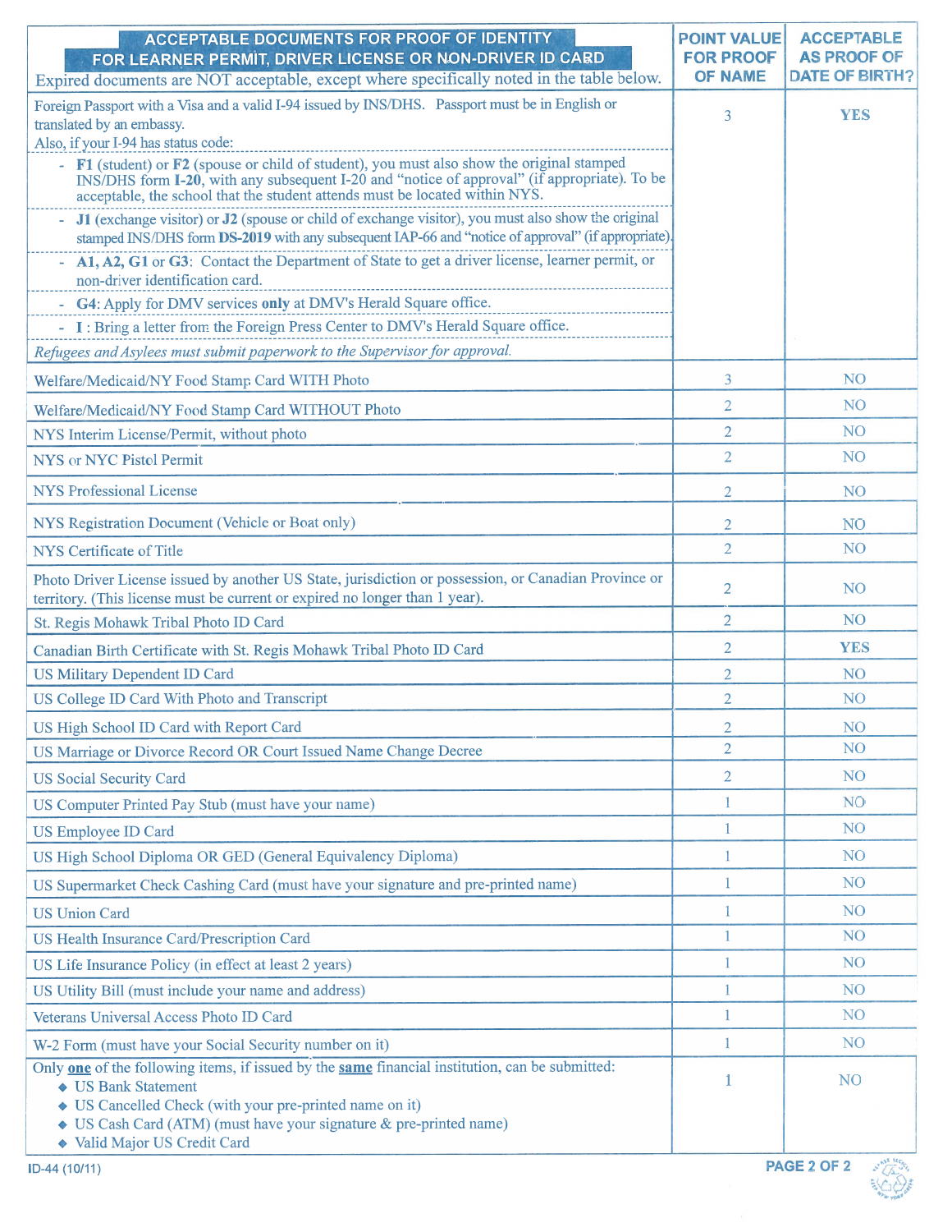| ACCEPTABLE DOCUMENTS FOR PROOF OF IDENTITY FOR LEARNER PERMIT, DRIVER LICENSE OR NON-DRIVER ID CARD<br>Expired documents are NOT acceptable, except where specifically noted in the table below. | POINT VALUE FOR PROOF OF NAME | ACCEPTABLE AS PROOF OF DATE OF BIRTH? |
|---|---|---|
| Foreign Passport with a Visa and a valid I-94 issued by INS/DHS. Passport must be in English or translated by an embassy.<br>Also, if your I-94 has status code:<br>- **F1** (student) or **F2** (spouse or child of student), you must also show the original stamped INS/DHS form **I-20**, with any subsequent I-20 and "notice of approval" (if appropriate). To be acceptable, the school that the student attends must be located within NYS.<br>- **J1** (exchange visitor) or **J2** (spouse or child of exchange visitor), you must also show the original stamped INS/DHS form **DS-2019** with any subsequent IAP-66 and "notice of approval" (if appropriate).<br>- **A1, A2, G1** or **G3**: Contact the Department of State to get a driver license, learner permit, or non-driver identification card.<br>- **G4**: Apply for DMV services **only** at DMV's Herald Square office.<br>- **I** : Bring a letter from the Foreign Press Center to DMV's Herald Square office.<br>*Refugees and Asylees must submit paperwork to the Supervisor for approval.* | 3 | **YES** |
| Welfare/Medicaid/NY Food Stamp Card WITH Photo | 3 | NO |
| Welfare/Medicaid/NY Food Stamp Card WITHOUT Photo | 2 | NO |
| NYS Interim License/Permit, without photo | 2 | NO |
| NYS or NYC Pistol Permit | 2 | NO |
| NYS Professional License | 2 | NO |
| NYS Registration Document (Vehicle or Boat only) | 2 | NO |
| NYS Certificate of Title | 2 | NO |
| Photo Driver License issued by another US State, jurisdiction or possession, or Canadian Province or territory. (This license must be current or expired no longer than 1 year). | 2 | NO |
| St. Regis Mohawk Tribal Photo ID Card | 2 | NO |
| Canadian Birth Certificate with St. Regis Mohawk Tribal Photo ID Card | 2 | **YES** |
| US Military Dependent ID Card | 2 | NO |
| US College ID Card With Photo and Transcript | 2 | NO |
| US High School ID Card with Report Card | 2 | NO |
| US Marriage or Divorce Record OR Court Issued Name Change Decree | 2 | NO |
| US Social Security Card | 2 | NO |
| US Computer Printed Pay Stub (must have your name) | 1 | NO |
| US Employee ID Card | 1 | NO |
| US High School Diploma OR GED (General Equivalency Diploma) | 1 | NO |
| US Supermarket Check Cashing Card (must have your signature and pre-printed name) | 1 | NO |
| US Union Card | 1 | NO |
| US Health Insurance Card/Prescription Card | 1 | NO |
| US Life Insurance Policy (in effect at least 2 years) | 1 | NO |
| US Utility Bill (must include your name and address) | 1 | NO |
| Veterans Universal Access Photo ID Card | 1 | NO |
| W-2 Form (must have your Social Security number on it) | 1 | NO |
| Only **one** of the following items, if issued by the **same** financial institution, can be submitted:<br>◆ US Bank Statement<br>◆ US Cancelled Check (with your pre-printed name on it)<br>◆ US Cash Card (ATM) (must have your signature & pre-printed name)<br>◆ Valid Major US Credit Card | 1 | NO |

ID-44 (10/11)